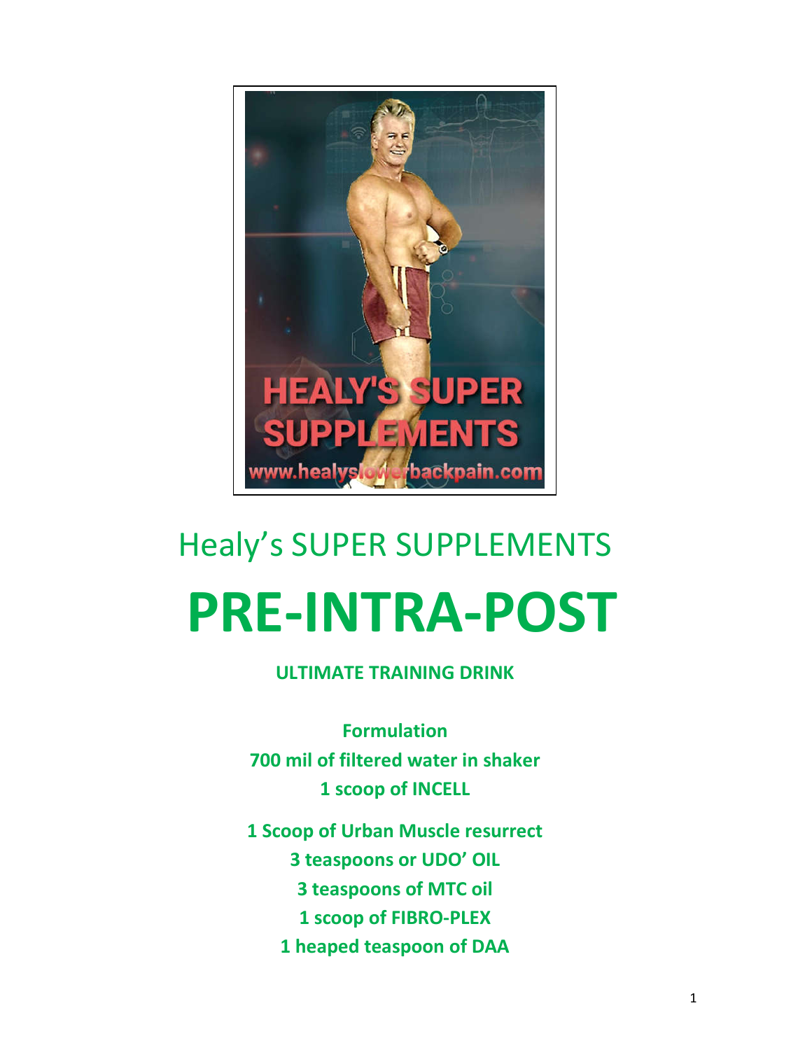Healy's SUPER SUPPLEMENTS

# PRE-INTRA-POST

**ULTIMATE TRAINING DRINK**

**Formulation**

**700 mil of filtered water in shaker**

**1 scoop of INCELL**

**1 Scoop of Urban Muscle resurrect**

**3 teaspoons or UDO' OIL**

**3 teaspoons of MTC oil**

**1 scoop of FIBRO-PLEX**

**1 heaped teaspoon of DAA**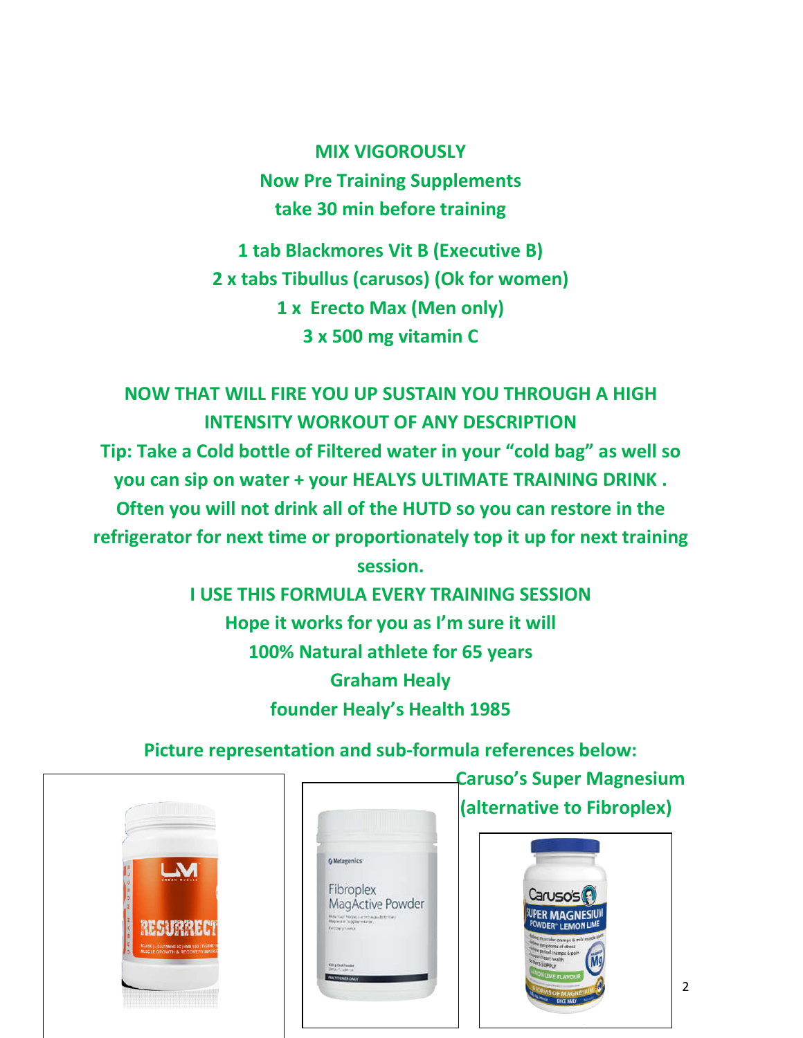**MIX VIGOROUSLY**

**Now Pre Training Supplements**

**take 30 min before training**

**1 tab Blackmores Vit B (Executive B)**

**2 x tabs Tibullus (carusos) (Ok for women)**

**1 x Erecto Max (Men only)**

**3 x 500 mg vitamin C**

**NOW THAT WILL FIRE YOU UP SUSTAIN YOU THROUGH A HIGH INTENSITY WORKOUT OF ANY DESCRIPTION**

**Tip: Take a Cold bottle of Filtered water in your "cold bag" as well so you can sip on water + your HEALYS ULTIMATE TRAINING DRINK . Often you will not drink all of the HUTD so you can restore in the refrigerator for next time or proportionately top it up for next training session.**

**I USE THIS FORMULA EVERY TRAINING SESSION**

**Hope it works for you as I'm sure it will**

**100% Natural athlete for 65 years**

**Graham Healy**

**founder Healy's Health 1985**

**Picture representation and sub-formula references below:**

**Caruso's Super Magnesium (alternative to Fibroplex)**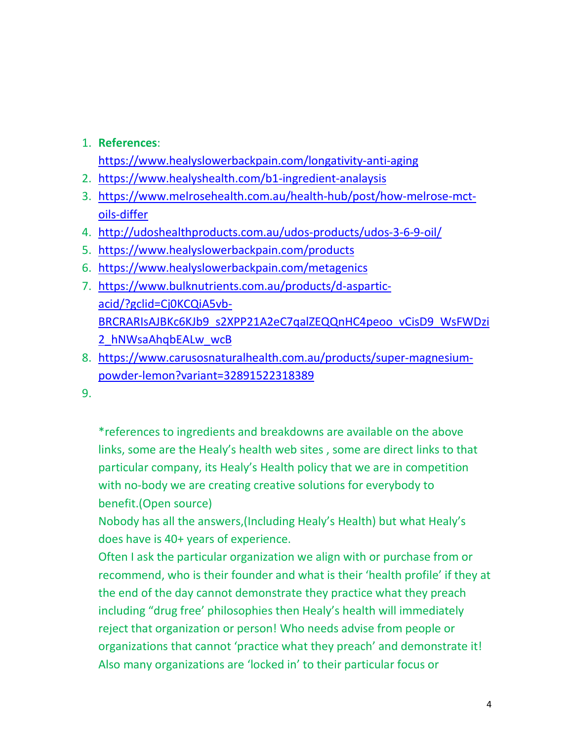1. **References**: https://www.healyslowerbackpain.com/longativity-anti-aging
2. https://www.healyshealth.com/b1-ingredient-analaysis
3. https://www.melrosehealth.com.au/health-hub/post/how-melrose-mct-oils-differ
4. http://udoshealthproducts.com.au/udos-products/udos-3-6-9-oil/
5. https://www.healyslowerbackpain.com/products
6. https://www.healyslowerbackpain.com/metagenics
7. https://www.bulknutrients.com.au/products/d-aspartic-acid/?gclid=Cj0KCQiA5vb-BRCRARIsAJBKc6KJb9_s2XPP21A2eC7qalZEQQnHC4peoo_vCisD9_WsFWDzi2_hNWsaAhqbEALw_wcB
8. https://www.carusosnaturalhealth.com.au/products/super-magnesium-powder-lemon?variant=32891522318389
9.

*references to ingredients and breakdowns are available on the above links, some are the Healy's health web sites , some are direct links to that particular company, its Healy's Health policy that we are in competition with no-body we are creating creative solutions for everybody to benefit.(Open source)

Nobody has all the answers,(Including Healy's Health) but what Healy's does have is 40+ years of experience.

Often I ask the particular organization we align with or purchase from or recommend, who is their founder and what is their 'health profile' if they at the end of the day cannot demonstrate they practice what they preach including "drug free' philosophies then Healy's health will immediately reject that organization or person! Who needs advise from people or organizations that cannot 'practice what they preach' and demonstrate it! Also many organizations are 'locked in' to their particular focus or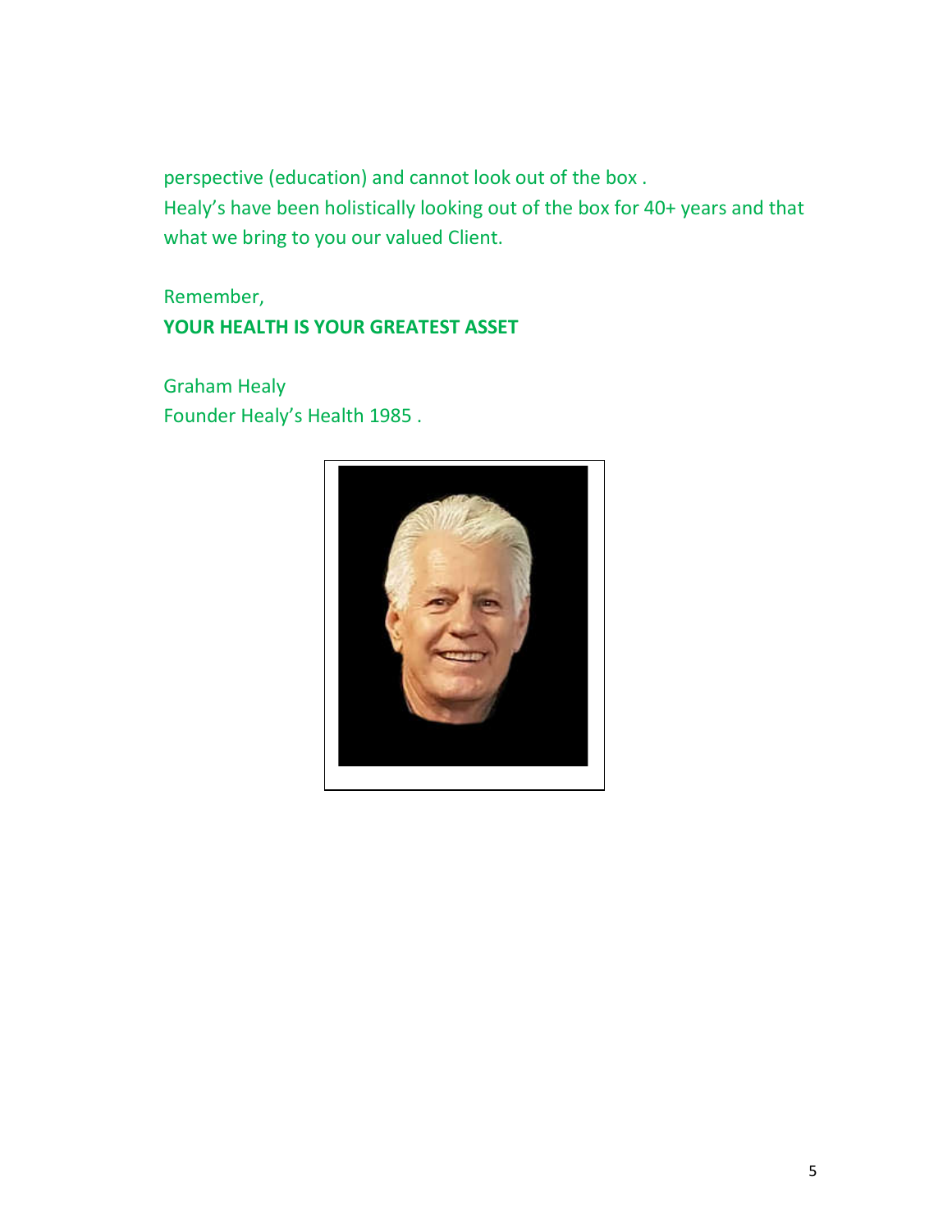perspective (education) and cannot look out of the box .
Healy's have been holistically looking out of the box for 40+ years and that what we bring to you our valued Client.

Remember,
**YOUR HEALTH IS YOUR GREATEST ASSET**

Graham Healy
Founder Healy's Health 1985 .